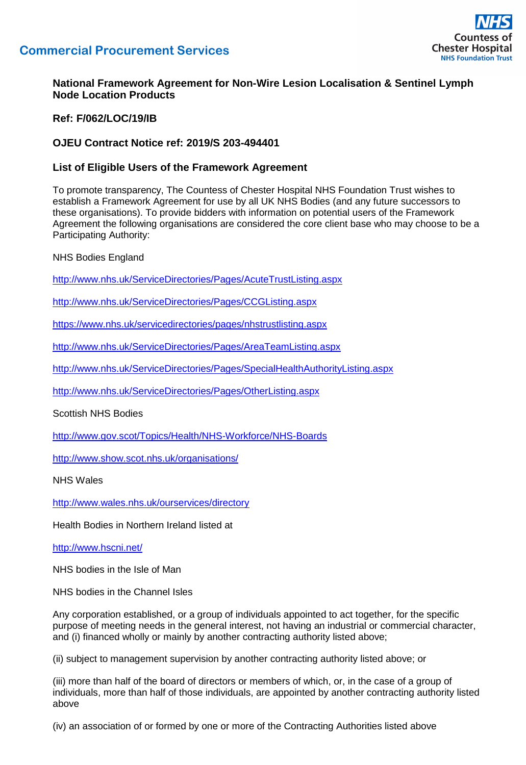Commercial Procurement Services

NHS Countess of Chester Hospital NHS Foundation Trust

**National Framework Agreement for Non-Wire Lesion Localisation & Sentinel Lymph Node Location Products**

**Ref: F/062/LOC/19/IB**

**OJEU Contract Notice ref: 2019/S 203-494401**

**List of Eligible Users of the Framework Agreement**

To promote transparency, The Countess of Chester Hospital NHS Foundation Trust wishes to establish a Framework Agreement for use by all UK NHS Bodies (and any future successors to these organisations). To provide bidders with information on potential users of the Framework Agreement the following organisations are considered the core client base who may choose to be a Participating Authority:

NHS Bodies England

http://www.nhs.uk/ServiceDirectories/Pages/AcuteTrustListing.aspx

http://www.nhs.uk/ServiceDirectories/Pages/CCGListing.aspx

https://www.nhs.uk/servicedirectories/pages/nhstrustlisting.aspx

http://www.nhs.uk/ServiceDirectories/Pages/AreaTeamListing.aspx

http://www.nhs.uk/ServiceDirectories/Pages/SpecialHealthAuthorityListing.aspx

http://www.nhs.uk/ServiceDirectories/Pages/OtherListing.aspx

Scottish NHS Bodies

http://www.gov.scot/Topics/Health/NHS-Workforce/NHS-Boards

http://www.show.scot.nhs.uk/organisations/

NHS Wales

http://www.wales.nhs.uk/ourservices/directory

Health Bodies in Northern Ireland listed at

http://www.hscni.net/

NHS bodies in the Isle of Man

NHS bodies in the Channel Isles

Any corporation established, or a group of individuals appointed to act together, for the specific purpose of meeting needs in the general interest, not having an industrial or commercial character, and (i) financed wholly or mainly by another contracting authority listed above;

(ii) subject to management supervision by another contracting authority listed above; or

(iii) more than half of the board of directors or members of which, or, in the case of a group of individuals, more than half of those individuals, are appointed by another contracting authority listed above

(iv) an association of or formed by one or more of the Contracting Authorities listed above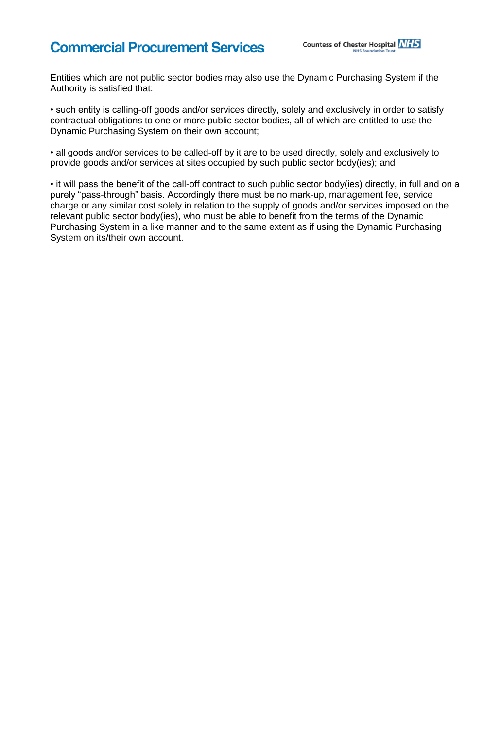Entities which are not public sector bodies may also use the Dynamic Purchasing System if the Authority is satisfied that:

• such entity is calling-off goods and/or services directly, solely and exclusively in order to satisfy contractual obligations to one or more public sector bodies, all of which are entitled to use the Dynamic Purchasing System on their own account;

• all goods and/or services to be called-off by it are to be used directly, solely and exclusively to provide goods and/or services at sites occupied by such public sector body(ies); and

• it will pass the benefit of the call-off contract to such public sector body(ies) directly, in full and on a purely "pass-through" basis. Accordingly there must be no mark-up, management fee, service charge or any similar cost solely in relation to the supply of goods and/or services imposed on the relevant public sector body(ies), who must be able to benefit from the terms of the Dynamic Purchasing System in a like manner and to the same extent as if using the Dynamic Purchasing System on its/their own account.